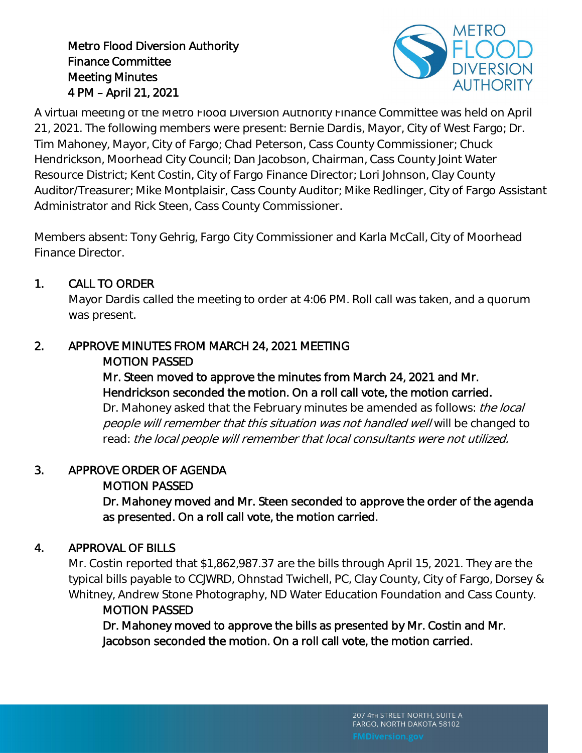**Metro Flood Diversion Authority**
**Finance Committee**
**Meeting Minutes**
**4 PM – April 21, 2021**

A virtual meeting of the Metro Flood Diversion Authority Finance Committee was held on April 21, 2021. The following members were present: Bernie Dardis, Mayor, City of West Fargo; Dr. Tim Mahoney, Mayor, City of Fargo; Chad Peterson, Cass County Commissioner; Chuck Hendrickson, Moorhead City Council; Dan Jacobson, Chairman, Cass County Joint Water Resource District; Kent Costin, City of Fargo Finance Director; Lori Johnson, Clay County Auditor/Treasurer; Mike Montplaisir, Cass County Auditor; Mike Redlinger, City of Fargo Assistant Administrator and Rick Steen, Cass County Commissioner.

Members absent: Tony Gehrig, Fargo City Commissioner and Karla McCall, City of Moorhead Finance Director.

## 1. CALL TO ORDER

Mayor Dardis called the meeting to order at 4:06 PM. Roll call was taken, and a quorum was present.

## 2. APPROVE MINUTES FROM MARCH 24, 2021 MEETING

**MOTION PASSED**

**Mr. Steen moved to approve the minutes from March 24, 2021 and Mr. Hendrickson seconded the motion. On a roll call vote, the motion carried.**

Dr. Mahoney asked that the February minutes be amended as follows: *the local people will remember that this situation was not handled well* will be changed to read: *the local people will remember that local consultants were not utilized.*

## 3. APPROVE ORDER OF AGENDA

**MOTION PASSED**

**Dr. Mahoney moved and Mr. Steen seconded to approve the order of the agenda as presented. On a roll call vote, the motion carried.**

## 4. APPROVAL OF BILLS

Mr. Costin reported that $1,862,987.37 are the bills through April 15, 2021. They are the typical bills payable to CCJWRD, Ohnstad Twichell, PC, Clay County, City of Fargo, Dorsey & Whitney, Andrew Stone Photography, ND Water Education Foundation and Cass County.

**MOTION PASSED**

**Dr. Mahoney moved to approve the bills as presented by Mr. Costin and Mr. Jacobson seconded the motion. On a roll call vote, the motion carried.**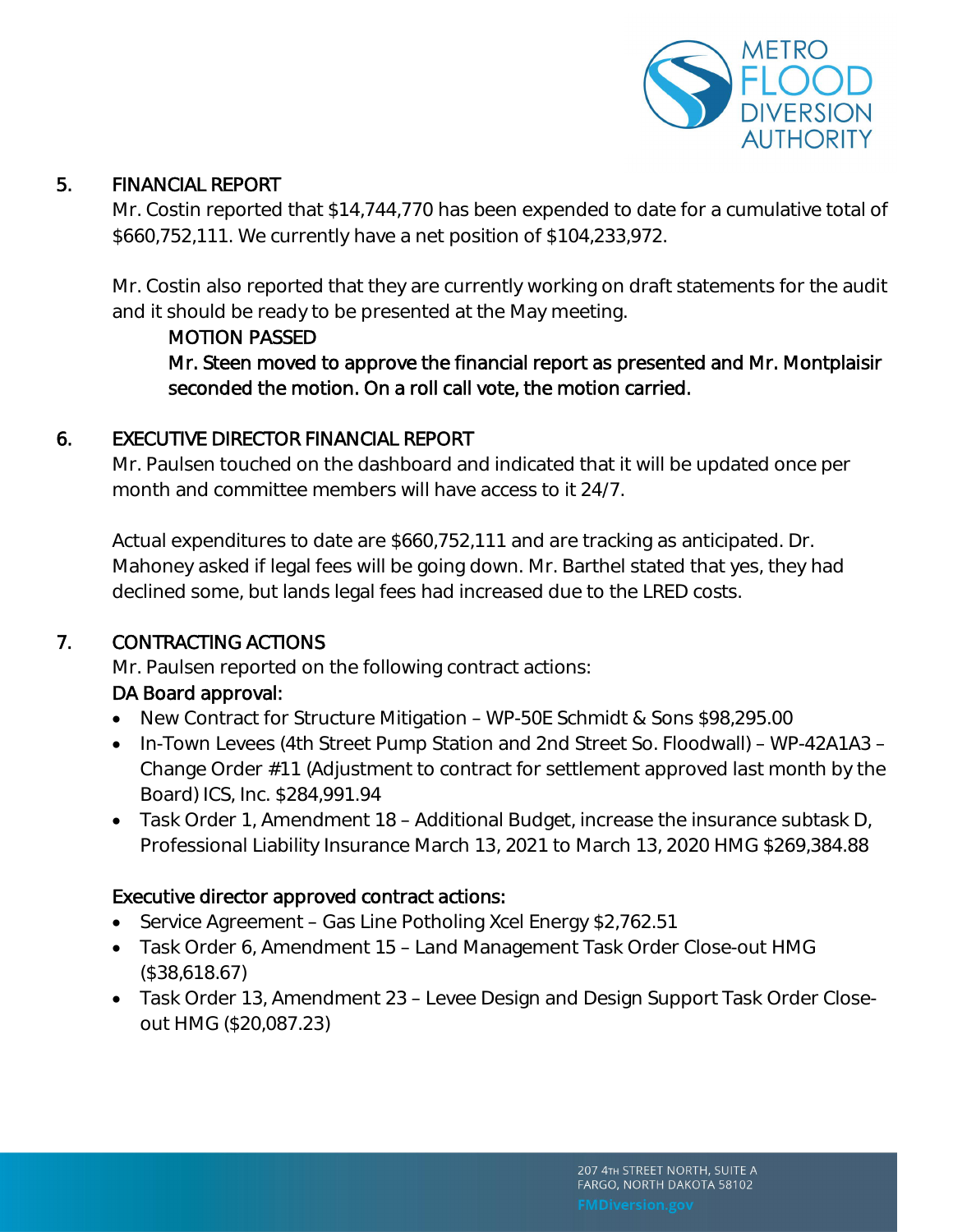## 5. FINANCIAL REPORT

Mr. Costin reported that $14,744,770 has been expended to date for a cumulative total of $660,752,111. We currently have a net position of $104,233,972.

Mr. Costin also reported that they are currently working on draft statements for the audit and it should be ready to be presented at the May meeting.

**MOTION PASSED**

**Mr. Steen moved to approve the financial report as presented and Mr. Montplaisir seconded the motion. On a roll call vote, the motion carried.**

## 6. EXECUTIVE DIRECTOR FINANCIAL REPORT

Mr. Paulsen touched on the dashboard and indicated that it will be updated once per month and committee members will have access to it 24/7.

Actual expenditures to date are $660,752,111 and are tracking as anticipated. Dr. Mahoney asked if legal fees will be going down. Mr. Barthel stated that yes, they had declined some, but lands legal fees had increased due to the LRED costs.

## 7. CONTRACTING ACTIONS

Mr. Paulsen reported on the following contract actions:

**DA Board approval:**

- New Contract for Structure Mitigation – WP-50E Schmidt & Sons $98,295.00
- In-Town Levees (4th Street Pump Station and 2nd Street So. Floodwall) – WP-42A1A3 – Change Order #11 (Adjustment to contract for settlement approved last month by the Board) ICS, Inc. $284,991.94
- Task Order 1, Amendment 18 – Additional Budget, increase the insurance subtask D, Professional Liability Insurance March 13, 2021 to March 13, 2020 HMG $269,384.88

**Executive director approved contract actions:**

- Service Agreement – Gas Line Potholing Xcel Energy $2,762.51
- Task Order 6, Amendment 15 – Land Management Task Order Close-out HMG ($38,618.67)
- Task Order 13, Amendment 23 – Levee Design and Design Support Task Order Close-out HMG ($20,087.23)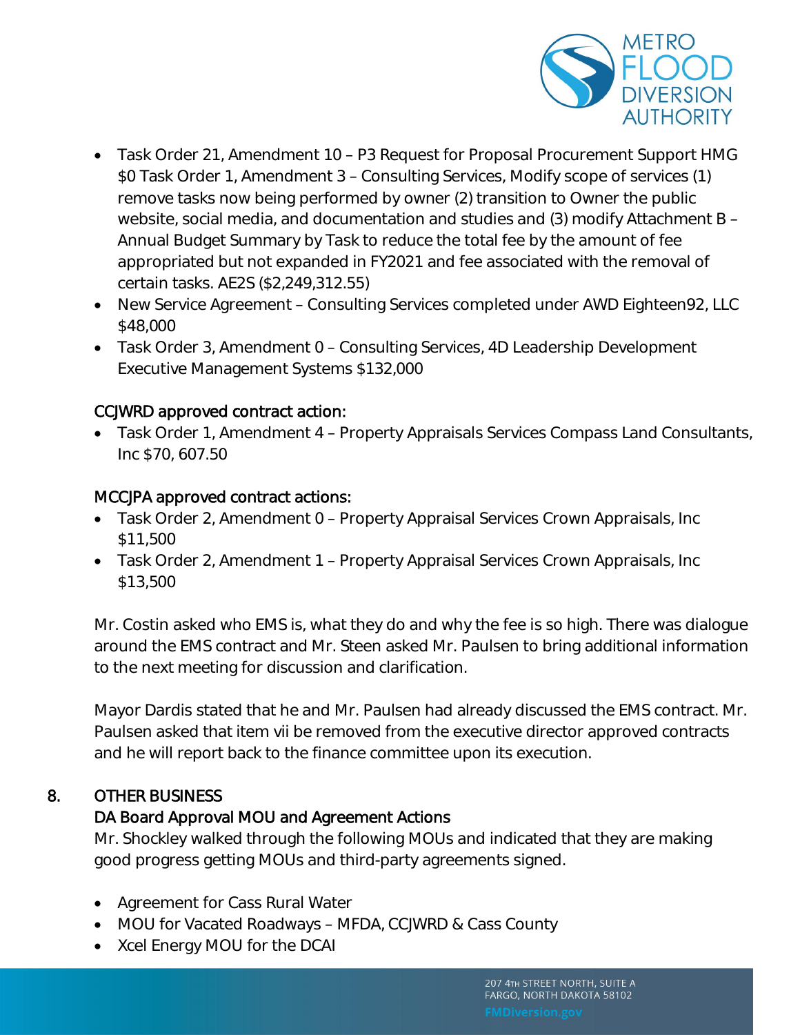- Task Order 21, Amendment 10 – P3 Request for Proposal Procurement Support HMG $0 Task Order 1, Amendment 3 – Consulting Services, Modify scope of services (1) remove tasks now being performed by owner (2) transition to Owner the public website, social media, and documentation and studies and (3) modify Attachment B – Annual Budget Summary by Task to reduce the total fee by the amount of fee appropriated but not expanded in FY2021 and fee associated with the removal of certain tasks. AE2S ($2,249,312.55)
- New Service Agreement – Consulting Services completed under AWD Eighteen92, LLC $48,000
- Task Order 3, Amendment 0 – Consulting Services, 4D Leadership Development Executive Management Systems $132,000

CCJWRD approved contract action:

- Task Order 1, Amendment 4 – Property Appraisals Services Compass Land Consultants, Inc $70, 607.50

MCCJPA approved contract actions:

- Task Order 2, Amendment 0 – Property Appraisal Services Crown Appraisals, Inc $11,500
- Task Order 2, Amendment 1 – Property Appraisal Services Crown Appraisals, Inc $13,500

Mr. Costin asked who EMS is, what they do and why the fee is so high. There was dialogue around the EMS contract and Mr. Steen asked Mr. Paulsen to bring additional information to the next meeting for discussion and clarification.

Mayor Dardis stated that he and Mr. Paulsen had already discussed the EMS contract. Mr. Paulsen asked that item vii be removed from the executive director approved contracts and he will report back to the finance committee upon its execution.

## 8. OTHER BUSINESS

### DA Board Approval MOU and Agreement Actions

Mr. Shockley walked through the following MOUs and indicated that they are making good progress getting MOUs and third-party agreements signed.

- Agreement for Cass Rural Water
- MOU for Vacated Roadways – MFDA, CCJWRD & Cass County
- Xcel Energy MOU for the DCAI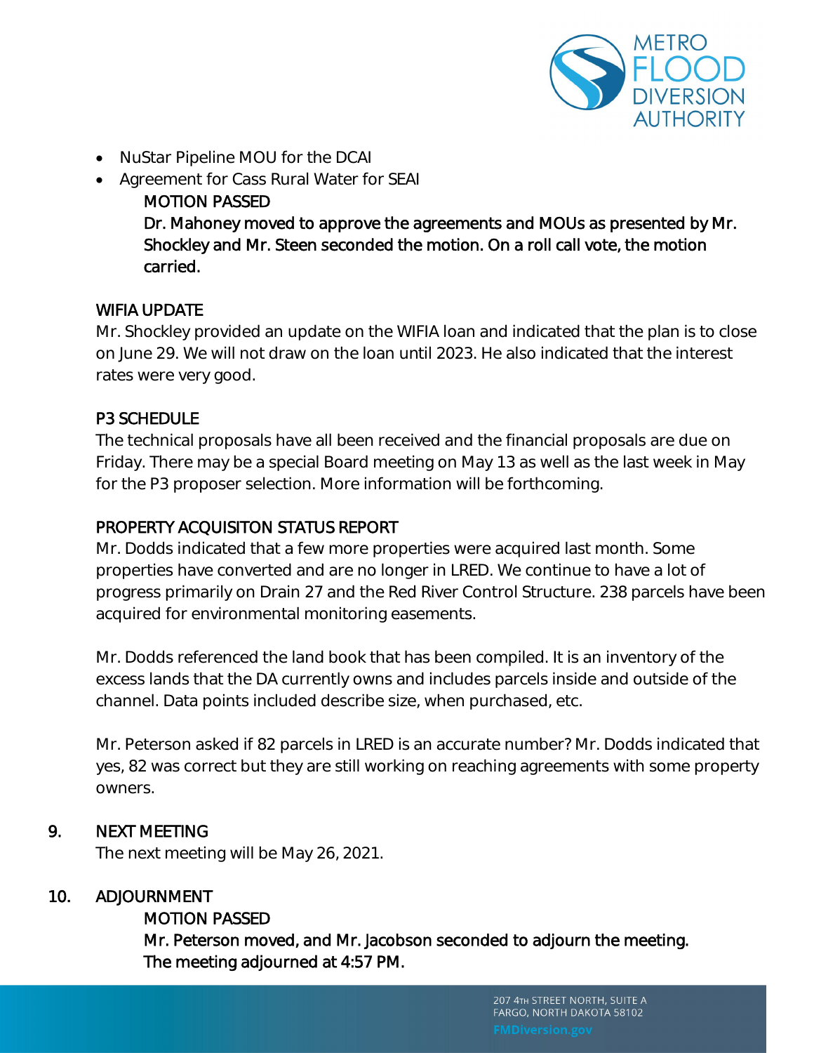- NuStar Pipeline MOU for the DCAI
- Agreement for Cass Rural Water for SEAI

  MOTION PASSED

  **Dr. Mahoney moved to approve the agreements and MOUs as presented by Mr. Shockley and Mr. Steen seconded the motion. On a roll call vote, the motion carried.**

WIFIA UPDATE

Mr. Shockley provided an update on the WIFIA loan and indicated that the plan is to close on June 29. We will not draw on the loan until 2023. He also indicated that the interest rates were very good.

P3 SCHEDULE

The technical proposals have all been received and the financial proposals are due on Friday. There may be a special Board meeting on May 13 as well as the last week in May for the P3 proposer selection. More information will be forthcoming.

PROPERTY ACQUISITON STATUS REPORT

Mr. Dodds indicated that a few more properties were acquired last month. Some properties have converted and are no longer in LRED. We continue to have a lot of progress primarily on Drain 27 and the Red River Control Structure. 238 parcels have been acquired for environmental monitoring easements.

Mr. Dodds referenced the land book that has been compiled. It is an inventory of the excess lands that the DA currently owns and includes parcels inside and outside of the channel. Data points included describe size, when purchased, etc.

Mr. Peterson asked if 82 parcels in LRED is an accurate number? Mr. Dodds indicated that yes, 82 was correct but they are still working on reaching agreements with some property owners.

## 9. NEXT MEETING

The next meeting will be May 26, 2021.

## 10. ADJOURNMENT

MOTION PASSED

**Mr. Peterson moved, and Mr. Jacobson seconded to adjourn the meeting. The meeting adjourned at 4:57 PM.**